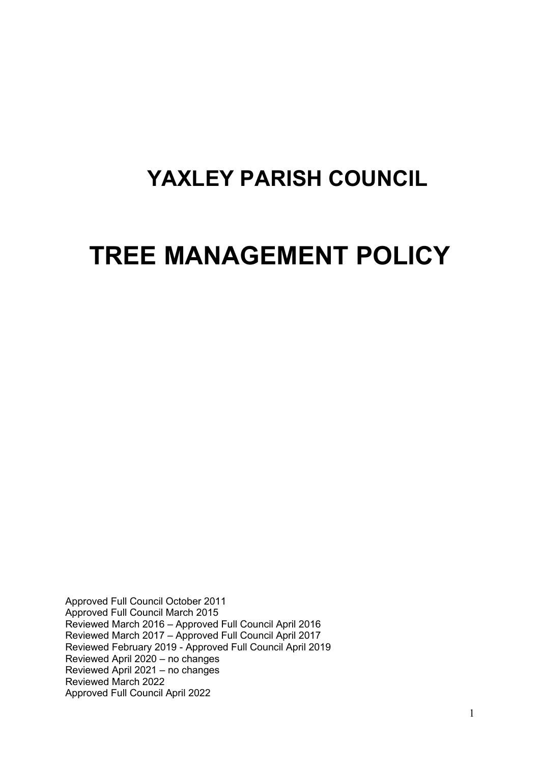# YAXLEY PARISH COUNCIL

# TREE MANAGEMENT POLICY

Approved Full Council October 2011
Approved Full Council March 2015
Reviewed March 2016 – Approved Full Council April 2016
Reviewed March 2017 – Approved Full Council April 2017
Reviewed February 2019 - Approved Full Council April 2019
Reviewed April 2020 – no changes
Reviewed April 2021 – no changes
Reviewed March 2022
Approved Full Council April 2022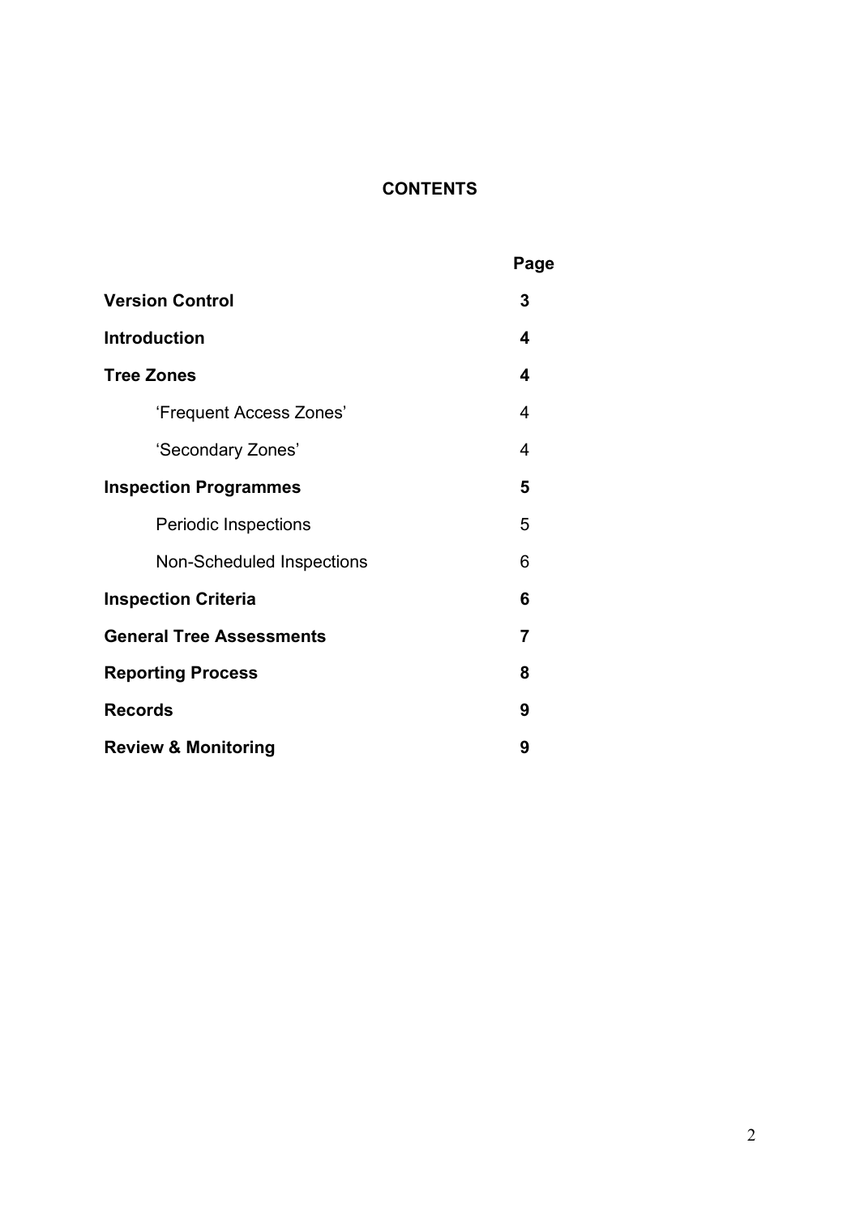## CONTENTS

| | Page |
|---|---|
| **Version Control** | **3** |
| **Introduction** | **4** |
| **Tree Zones** | **4** |
| 'Frequent Access Zones' | 4 |
| 'Secondary Zones' | 4 |
| **Inspection Programmes** | **5** |
| Periodic Inspections | 5 |
| Non-Scheduled Inspections | 6 |
| **Inspection Criteria** | **6** |
| **General Tree Assessments** | **7** |
| **Reporting Process** | **8** |
| **Records** | **9** |
| **Review & Monitoring** | **9** |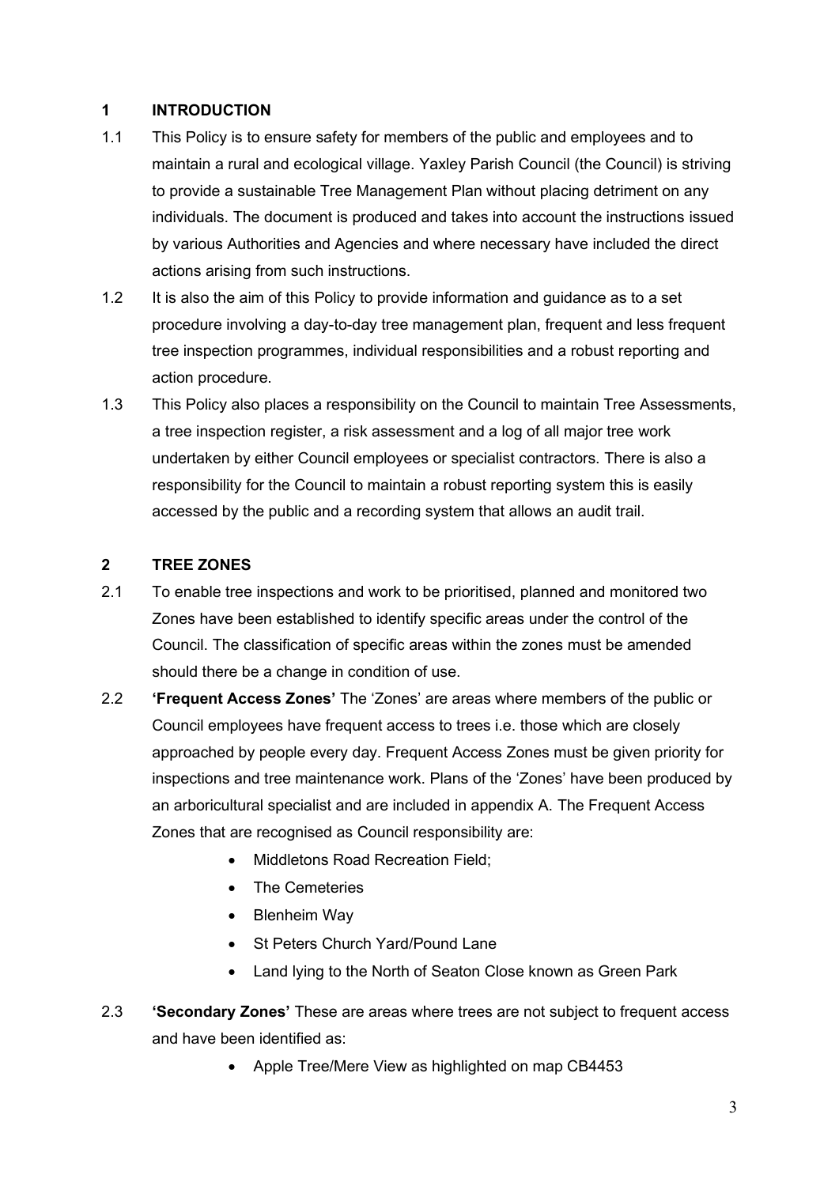## 1 INTRODUCTION

1.1 This Policy is to ensure safety for members of the public and employees and to maintain a rural and ecological village. Yaxley Parish Council (the Council) is striving to provide a sustainable Tree Management Plan without placing detriment on any individuals. The document is produced and takes into account the instructions issued by various Authorities and Agencies and where necessary have included the direct actions arising from such instructions.

1.2 It is also the aim of this Policy to provide information and guidance as to a set procedure involving a day-to-day tree management plan, frequent and less frequent tree inspection programmes, individual responsibilities and a robust reporting and action procedure.

1.3 This Policy also places a responsibility on the Council to maintain Tree Assessments, a tree inspection register, a risk assessment and a log of all major tree work undertaken by either Council employees or specialist contractors. There is also a responsibility for the Council to maintain a robust reporting system this is easily accessed by the public and a recording system that allows an audit trail.

## 2 TREE ZONES

2.1 To enable tree inspections and work to be prioritised, planned and monitored two Zones have been established to identify specific areas under the control of the Council. The classification of specific areas within the zones must be amended should there be a change in condition of use.

2.2 **'Frequent Access Zones'** The 'Zones' are areas where members of the public or Council employees have frequent access to trees i.e. those which are closely approached by people every day. Frequent Access Zones must be given priority for inspections and tree maintenance work. Plans of the 'Zones' have been produced by an arboricultural specialist and are included in appendix A. The Frequent Access Zones that are recognised as Council responsibility are:

- Middletons Road Recreation Field;
- The Cemeteries
- Blenheim Way
- St Peters Church Yard/Pound Lane
- Land lying to the North of Seaton Close known as Green Park

2.3 **'Secondary Zones'** These are areas where trees are not subject to frequent access and have been identified as:

- Apple Tree/Mere View as highlighted on map CB4453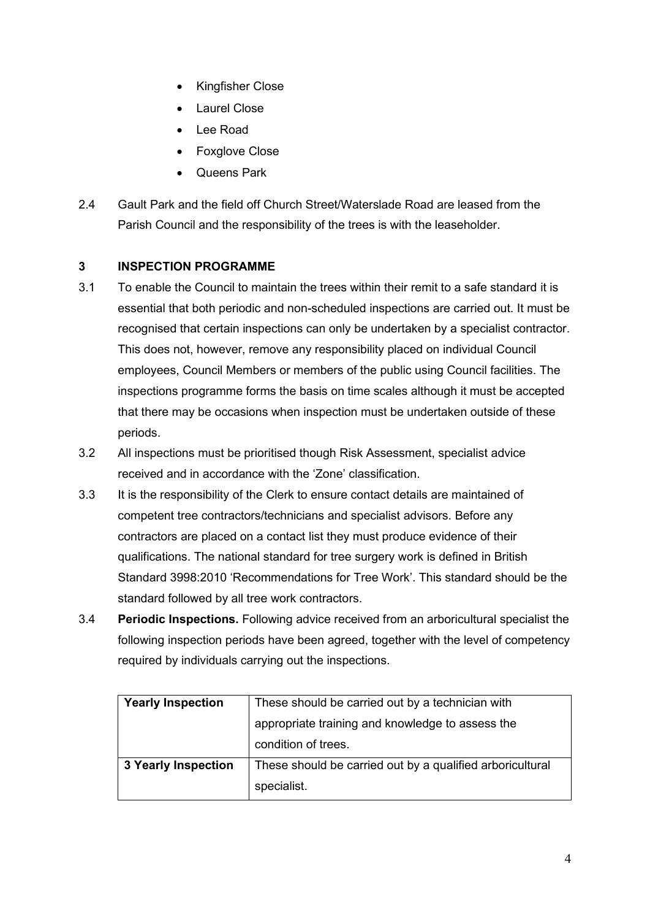- Kingfisher Close
- Laurel Close
- Lee Road
- Foxglove Close
- Queens Park

2.4 Gault Park and the field off Church Street/Waterslade Road are leased from the Parish Council and the responsibility of the trees is with the leaseholder.

## 3 INSPECTION PROGRAMME

3.1 To enable the Council to maintain the trees within their remit to a safe standard it is essential that both periodic and non-scheduled inspections are carried out. It must be recognised that certain inspections can only be undertaken by a specialist contractor. This does not, however, remove any responsibility placed on individual Council employees, Council Members or members of the public using Council facilities. The inspections programme forms the basis on time scales although it must be accepted that there may be occasions when inspection must be undertaken outside of these periods.

3.2 All inspections must be prioritised though Risk Assessment, specialist advice received and in accordance with the 'Zone' classification.

3.3 It is the responsibility of the Clerk to ensure contact details are maintained of competent tree contractors/technicians and specialist advisors. Before any contractors are placed on a contact list they must produce evidence of their qualifications. The national standard for tree surgery work is defined in British Standard 3998:2010 'Recommendations for Tree Work'. This standard should be the standard followed by all tree work contractors.

3.4 **Periodic Inspections.** Following advice received from an arboricultural specialist the following inspection periods have been agreed, together with the level of competency required by individuals carrying out the inspections.

| | |
|---|---|
| **Yearly Inspection** | These should be carried out by a technician with appropriate training and knowledge to assess the condition of trees. |
| **3 Yearly Inspection** | These should be carried out by a qualified arboricultural specialist. |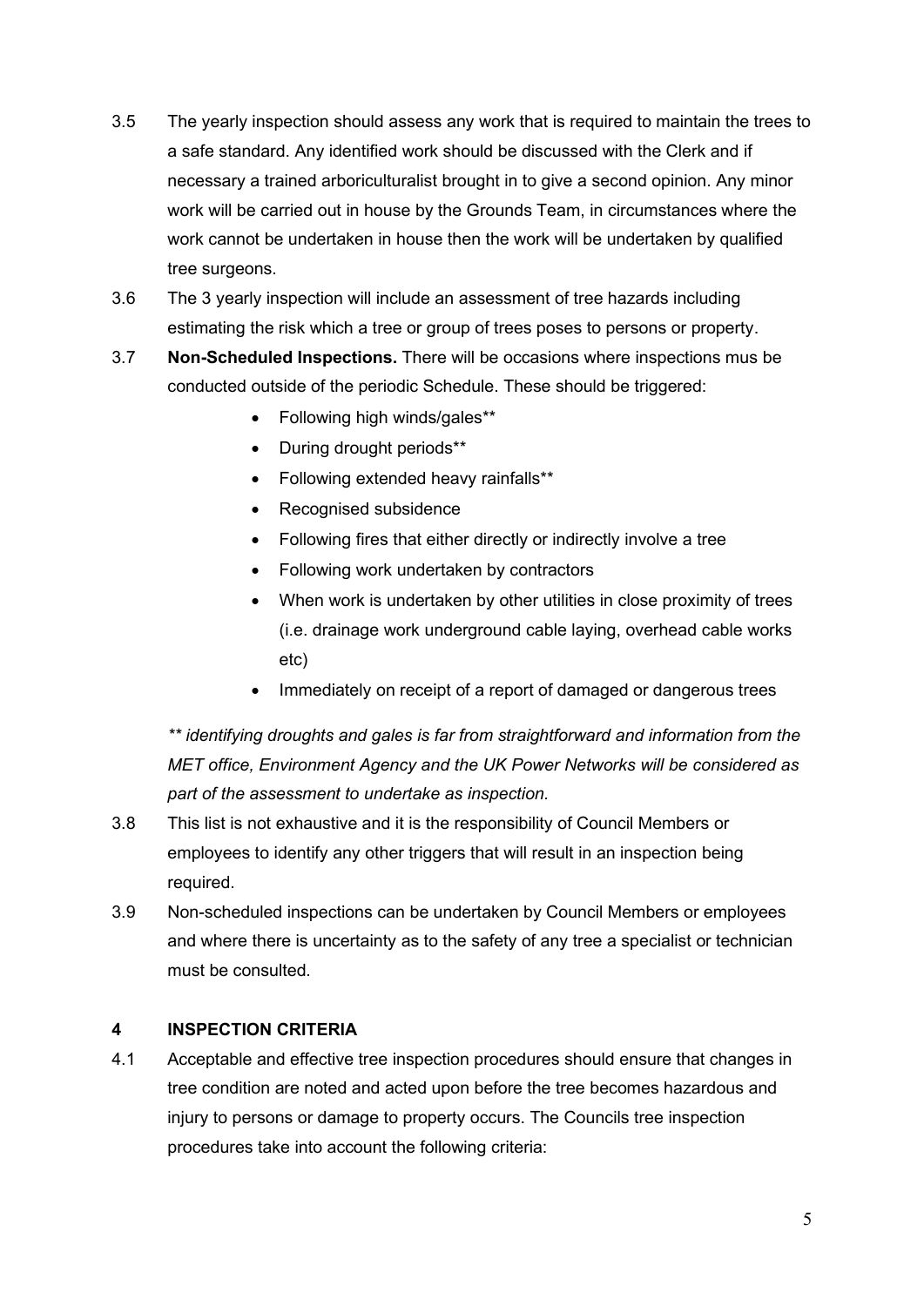3.5 The yearly inspection should assess any work that is required to maintain the trees to a safe standard. Any identified work should be discussed with the Clerk and if necessary a trained arboriculturalist brought in to give a second opinion. Any minor work will be carried out in house by the Grounds Team, in circumstances where the work cannot be undertaken in house then the work will be undertaken by qualified tree surgeons.

3.6 The 3 yearly inspection will include an assessment of tree hazards including estimating the risk which a tree or group of trees poses to persons or property.

3.7 **Non-Scheduled Inspections.** There will be occasions where inspections mus be conducted outside of the periodic Schedule. These should be triggered:

- Following high winds/gales**
- During drought periods**
- Following extended heavy rainfalls**
- Recognised subsidence
- Following fires that either directly or indirectly involve a tree
- Following work undertaken by contractors
- When work is undertaken by other utilities in close proximity of trees (i.e. drainage work underground cable laying, overhead cable works etc)
- Immediately on receipt of a report of damaged or dangerous trees

*** identifying droughts and gales is far from straightforward and information from the MET office, Environment Agency and the UK Power Networks will be considered as part of the assessment to undertake as inspection.*

3.8 This list is not exhaustive and it is the responsibility of Council Members or employees to identify any other triggers that will result in an inspection being required.

3.9 Non-scheduled inspections can be undertaken by Council Members or employees and where there is uncertainty as to the safety of any tree a specialist or technician must be consulted.

## 4 INSPECTION CRITERIA

4.1 Acceptable and effective tree inspection procedures should ensure that changes in tree condition are noted and acted upon before the tree becomes hazardous and injury to persons or damage to property occurs. The Councils tree inspection procedures take into account the following criteria: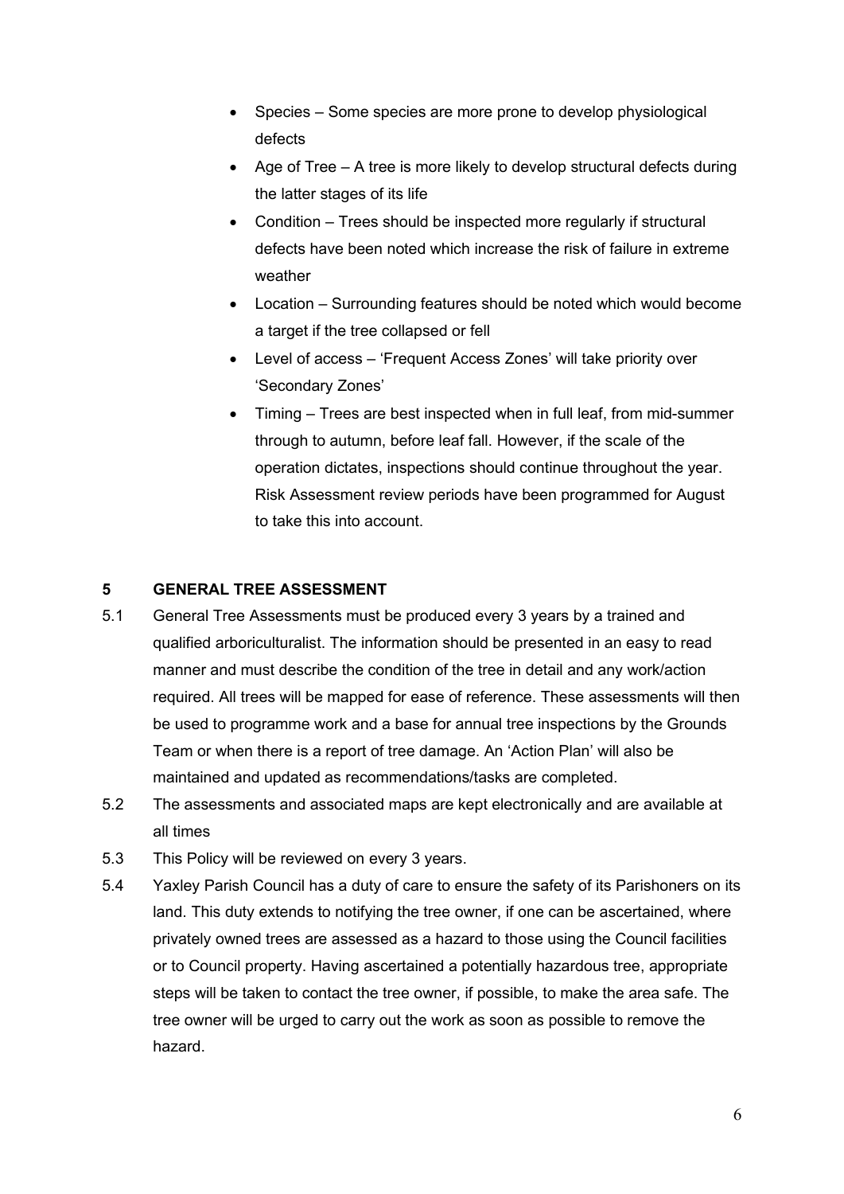- Species – Some species are more prone to develop physiological defects
- Age of Tree – A tree is more likely to develop structural defects during the latter stages of its life
- Condition – Trees should be inspected more regularly if structural defects have been noted which increase the risk of failure in extreme weather
- Location – Surrounding features should be noted which would become a target if the tree collapsed or fell
- Level of access – 'Frequent Access Zones' will take priority over 'Secondary Zones'
- Timing – Trees are best inspected when in full leaf, from mid-summer through to autumn, before leaf fall. However, if the scale of the operation dictates, inspections should continue throughout the year. Risk Assessment review periods have been programmed for August to take this into account.

## 5 GENERAL TREE ASSESSMENT

5.1 General Tree Assessments must be produced every 3 years by a trained and qualified arboriculturalist. The information should be presented in an easy to read manner and must describe the condition of the tree in detail and any work/action required. All trees will be mapped for ease of reference. These assessments will then be used to programme work and a base for annual tree inspections by the Grounds Team or when there is a report of tree damage. An 'Action Plan' will also be maintained and updated as recommendations/tasks are completed.

5.2 The assessments and associated maps are kept electronically and are available at all times

5.3 This Policy will be reviewed on every 3 years.

5.4 Yaxley Parish Council has a duty of care to ensure the safety of its Parishoners on its land. This duty extends to notifying the tree owner, if one can be ascertained, where privately owned trees are assessed as a hazard to those using the Council facilities or to Council property. Having ascertained a potentially hazardous tree, appropriate steps will be taken to contact the tree owner, if possible, to make the area safe. The tree owner will be urged to carry out the work as soon as possible to remove the hazard.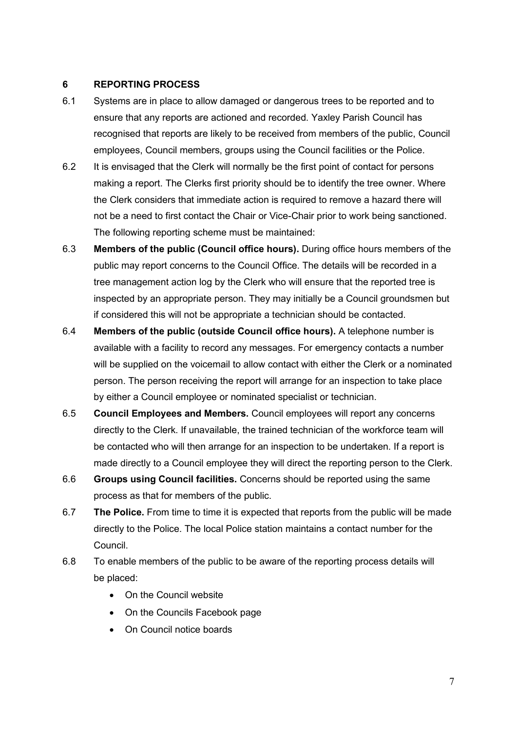## 6 REPORTING PROCESS

6.1 Systems are in place to allow damaged or dangerous trees to be reported and to ensure that any reports are actioned and recorded. Yaxley Parish Council has recognised that reports are likely to be received from members of the public, Council employees, Council members, groups using the Council facilities or the Police.

6.2 It is envisaged that the Clerk will normally be the first point of contact for persons making a report. The Clerks first priority should be to identify the tree owner. Where the Clerk considers that immediate action is required to remove a hazard there will not be a need to first contact the Chair or Vice-Chair prior to work being sanctioned. The following reporting scheme must be maintained:

6.3 **Members of the public (Council office hours).** During office hours members of the public may report concerns to the Council Office. The details will be recorded in a tree management action log by the Clerk who will ensure that the reported tree is inspected by an appropriate person. They may initially be a Council groundsmen but if considered this will not be appropriate a technician should be contacted.

6.4 **Members of the public (outside Council office hours).** A telephone number is available with a facility to record any messages. For emergency contacts a number will be supplied on the voicemail to allow contact with either the Clerk or a nominated person. The person receiving the report will arrange for an inspection to take place by either a Council employee or nominated specialist or technician.

6.5 **Council Employees and Members.** Council employees will report any concerns directly to the Clerk. If unavailable, the trained technician of the workforce team will be contacted who will then arrange for an inspection to be undertaken. If a report is made directly to a Council employee they will direct the reporting person to the Clerk.

6.6 **Groups using Council facilities.** Concerns should be reported using the same process as that for members of the public.

6.7 **The Police.** From time to time it is expected that reports from the public will be made directly to the Police. The local Police station maintains a contact number for the Council.

6.8 To enable members of the public to be aware of the reporting process details will be placed:

- On the Council website
- On the Councils Facebook page
- On Council notice boards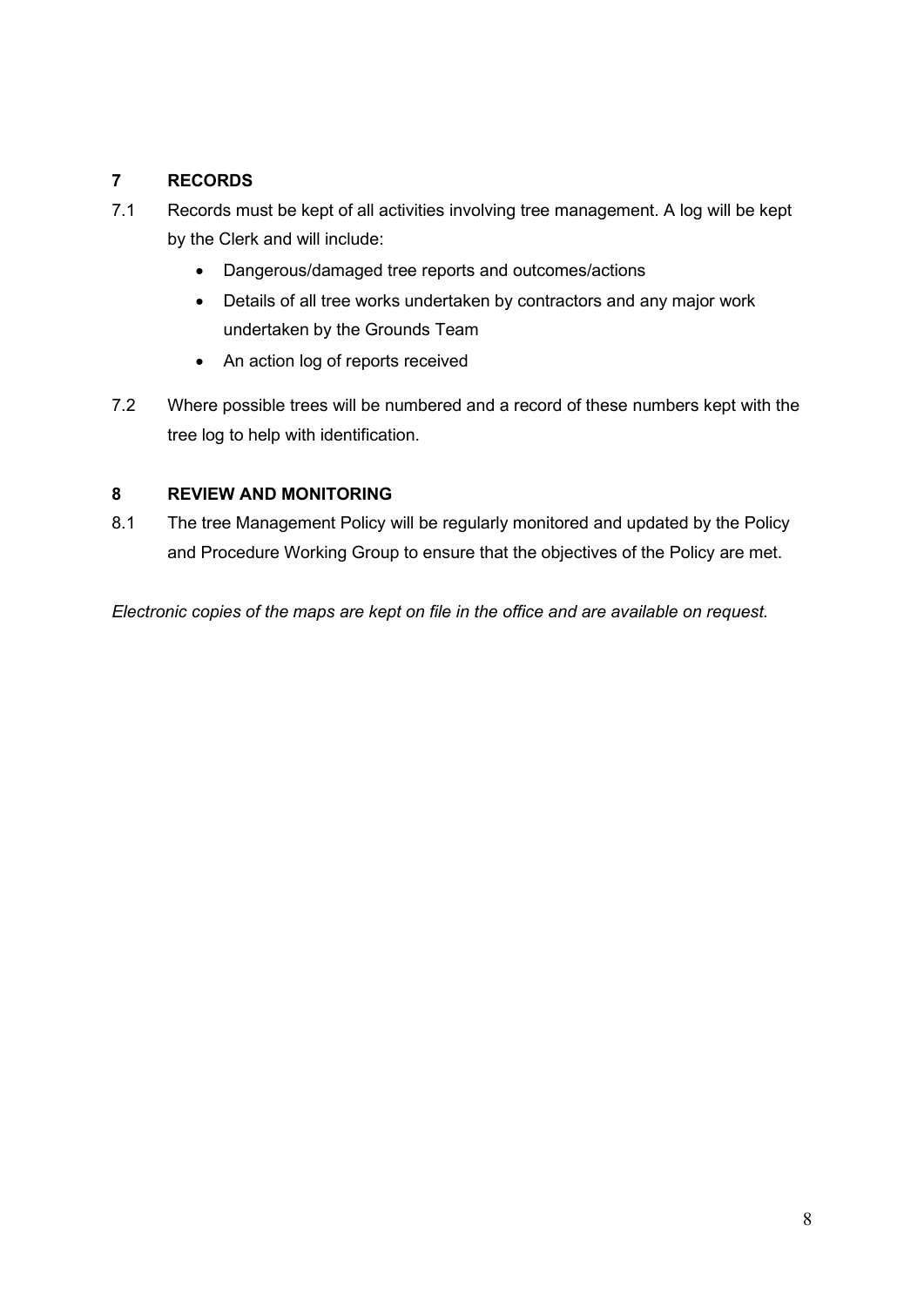## 7 RECORDS

7.1 Records must be kept of all activities involving tree management. A log will be kept by the Clerk and will include:

- Dangerous/damaged tree reports and outcomes/actions
- Details of all tree works undertaken by contractors and any major work undertaken by the Grounds Team
- An action log of reports received

7.2 Where possible trees will be numbered and a record of these numbers kept with the tree log to help with identification.

## 8 REVIEW AND MONITORING

8.1 The tree Management Policy will be regularly monitored and updated by the Policy and Procedure Working Group to ensure that the objectives of the Policy are met.

*Electronic copies of the maps are kept on file in the office and are available on request.*